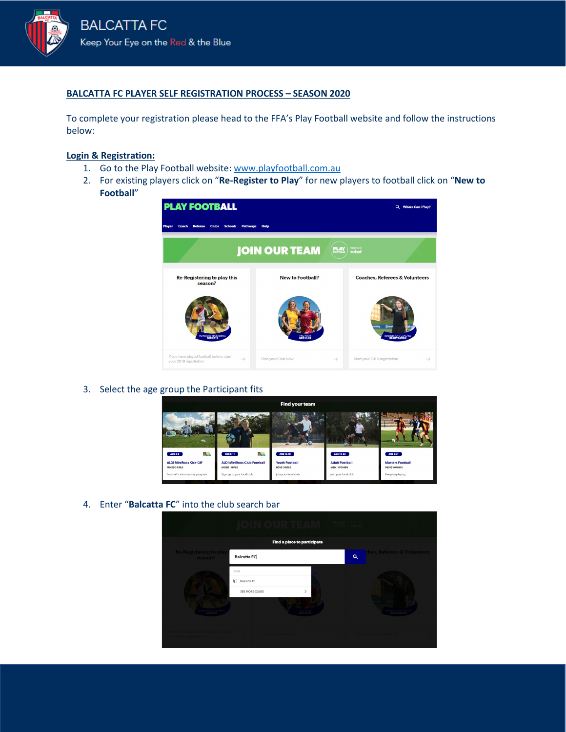## BALCATTA FC PLAYER SELF REGISTRATION PROCESS – SEASON 2020

To complete your registration please head to the FFA's Play Football website and follow the instructions below:

### Login & Registration:

1. Go to the Play Football website: www.playfootball.com.au
2. For existing players click on "**Re-Register to Play**" for new players to football click on "**New to Football**"
3. Select the age group the Participant fits
4. Enter "**Balcatta FC**" into the club search bar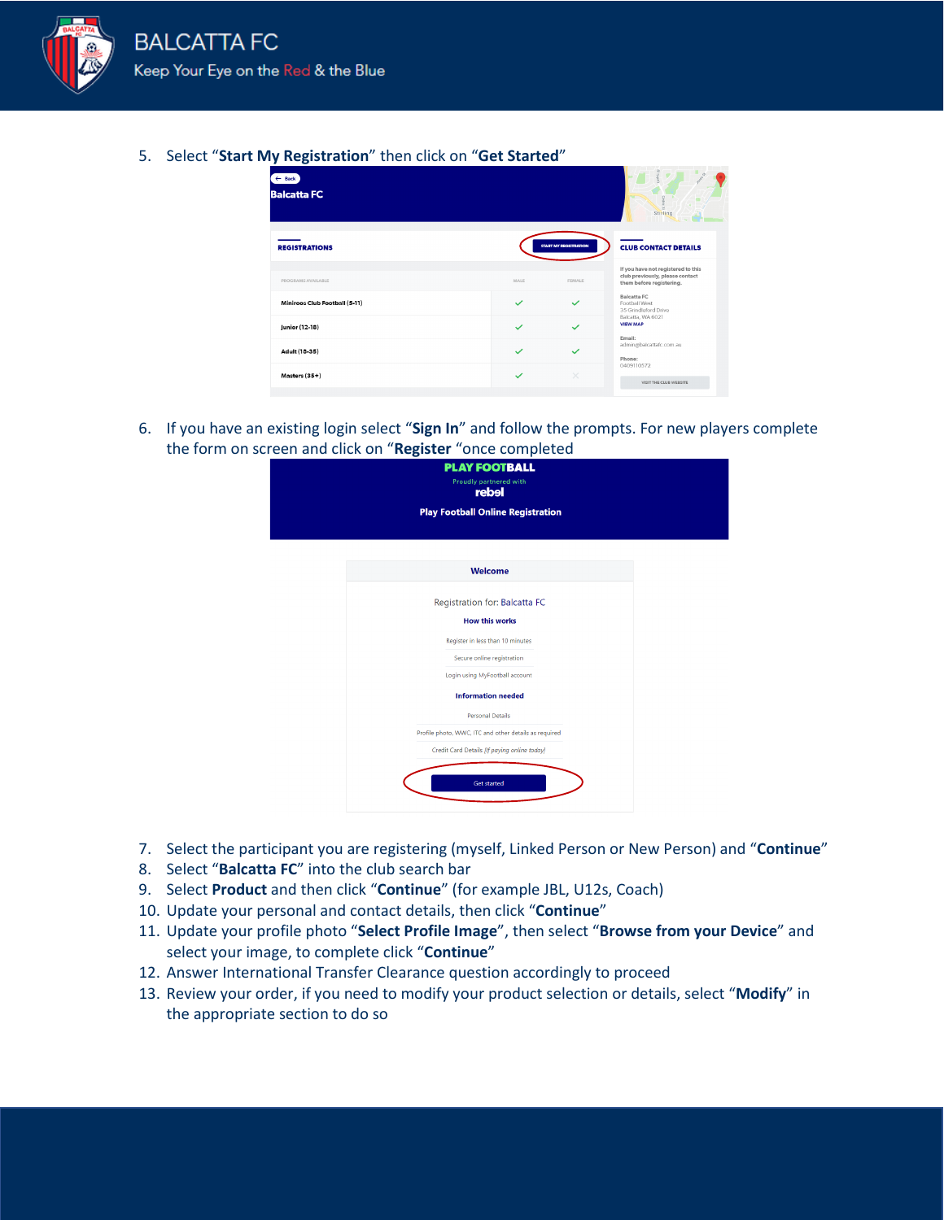5. Select “**Start My Registration**” then click on “**Get Started**”

6. If you have an existing login select “**Sign In**” and follow the prompts. For new players complete the form on screen and click on “**Register** “once completed

7. Select the participant you are registering (myself, Linked Person or New Person) and “**Continue**”
8. Select “**Balcatta FC**” into the club search bar
9. Select **Product** and then click “**Continue**” (for example JBL, U12s, Coach)
10. Update your personal and contact details, then click “**Continue**”
11. Update your profile photo “**Select Profile Image**”, then select “**Browse from your Device**” and select your image, to complete click “**Continue**”
12. Answer International Transfer Clearance question accordingly to proceed
13. Review your order, if you need to modify your product selection or details, select “**Modify**” in the appropriate section to do so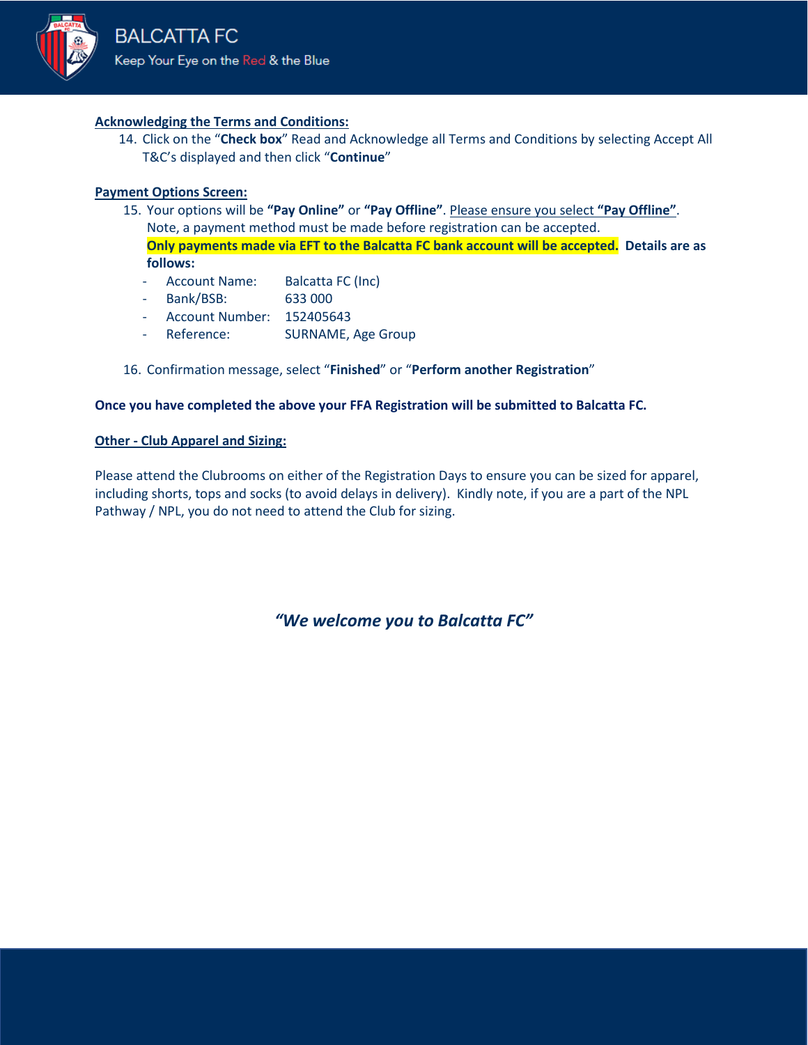**Acknowledging the Terms and Conditions:**

14. Click on the "**Check box**" Read and Acknowledge all Terms and Conditions by selecting Accept All T&C's displayed and then click "**Continue**"

**Payment Options Screen:**

15. Your options will be **"Pay Online"** or **"Pay Offline"**. Please ensure you select **"Pay Offline"**. Note, a payment method must be made before registration can be accepted. **Only payments made via EFT to the Balcatta FC bank account will be accepted. Details are as follows:**
    - Account Name: Balcatta FC (Inc)
    - Bank/BSB: 633 000
    - Account Number: 152405643
    - Reference: SURNAME, Age Group

16. Confirmation message, select "**Finished**" or "**Perform another Registration**"

**Once you have completed the above your FFA Registration will be submitted to Balcatta FC.**

**Other - Club Apparel and Sizing:**

Please attend the Clubrooms on either of the Registration Days to ensure you can be sized for apparel, including shorts, tops and socks (to avoid delays in delivery). Kindly note, if you are a part of the NPL Pathway / NPL, you do not need to attend the Club for sizing.

***"We welcome you to Balcatta FC"***